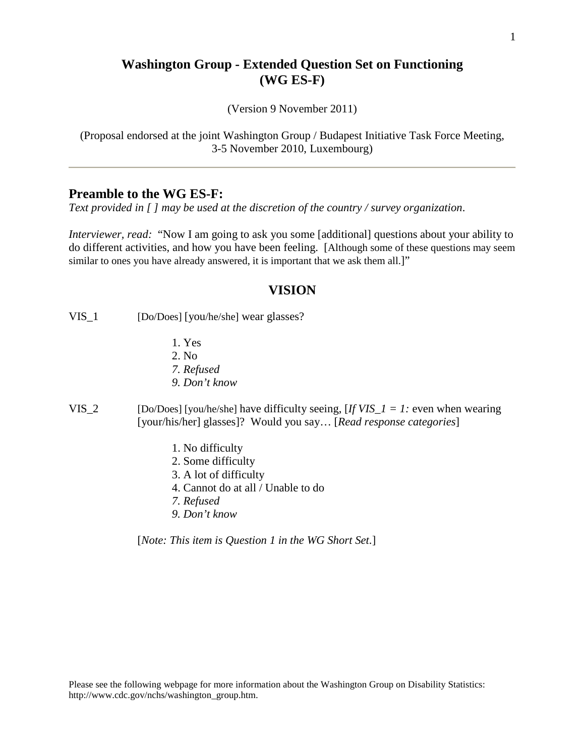# Washington Group - Extended Question Set on Functioning (WG ES-F)

(Version 9 November 2011)

(Proposal endorsed at the joint Washington Group / Budapest Initiative Task Force Meeting, 3-5 November 2010, Luxembourg)

---

## Preamble to the WG ES-F:

*Text provided in [ ] may be used at the discretion of the country / survey organization*.

*Interviewer, read:* "Now I am going to ask you some [additional] questions about your ability to do different activities, and how you have been feeling. [Although some of these questions may seem similar to ones you have already answered, it is important that we ask them all.]"

## VISION

VIS_1 [Do/Does] [you/he/she] wear glasses?

1. Yes
2. No
7. *Refused*
9. *Don't know*

VIS_2 [Do/Does] [you/he/she] have difficulty seeing, [*If VIS_1 = 1:* even when wearing [your/his/her] glasses]? Would you say… [*Read response categories*]

1. No difficulty
2. Some difficulty
3. A lot of difficulty
4. Cannot do at all / Unable to do
7. *Refused*
9. *Don't know*

[*Note: This item is Question 1 in the WG Short Set.*]

Please see the following webpage for more information about the Washington Group on Disability Statistics: http://www.cdc.gov/nchs/washington_group.htm.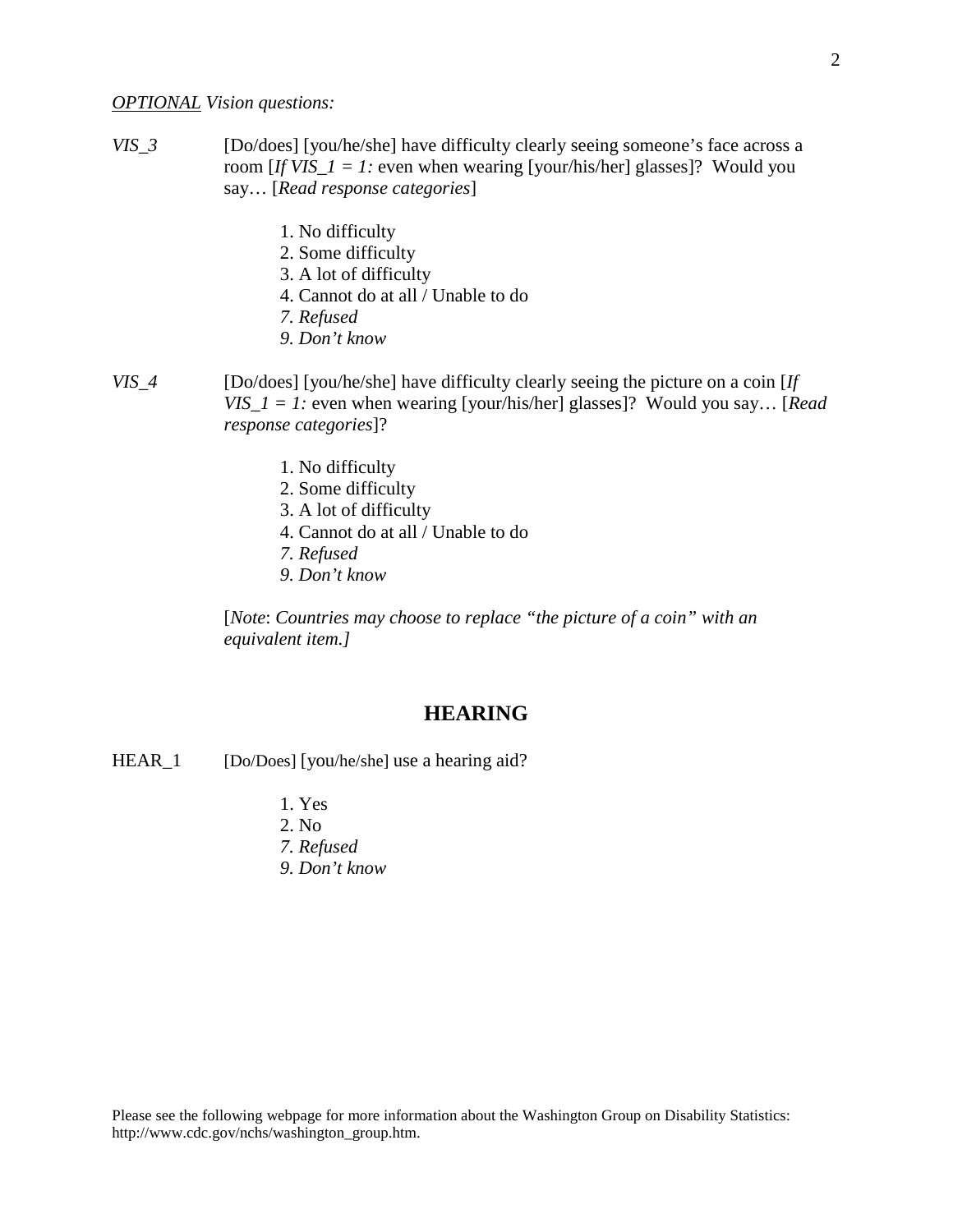*<u>OPTIONAL</u> Vision questions:*

*VIS_3* [Do/does] [you/he/she] have difficulty clearly seeing someone's face across a room [*If VIS_1 = 1:* even when wearing [your/his/her] glasses]? Would you say… [*Read response categories*]

1. No difficulty
2. Some difficulty
3. A lot of difficulty
4. Cannot do at all / Unable to do

*7. Refused*
*9. Don't know*

*VIS_4* [Do/does] [you/he/she] have difficulty clearly seeing the picture on a coin [*If VIS_1 = 1:* even when wearing [your/his/her] glasses]? Would you say… [*Read response categories*]?

1. No difficulty
2. Some difficulty
3. A lot of difficulty
4. Cannot do at all / Unable to do

*7. Refused*
*9. Don't know*

[*Note*: *Countries may choose to replace "the picture of a coin" with an equivalent item.]*

## HEARING

HEAR_1 [Do/Does] [you/he/she] use a hearing aid?

1. Yes
2. No

*7. Refused*
*9. Don't know*

Please see the following webpage for more information about the Washington Group on Disability Statistics: http://www.cdc.gov/nchs/washington_group.htm.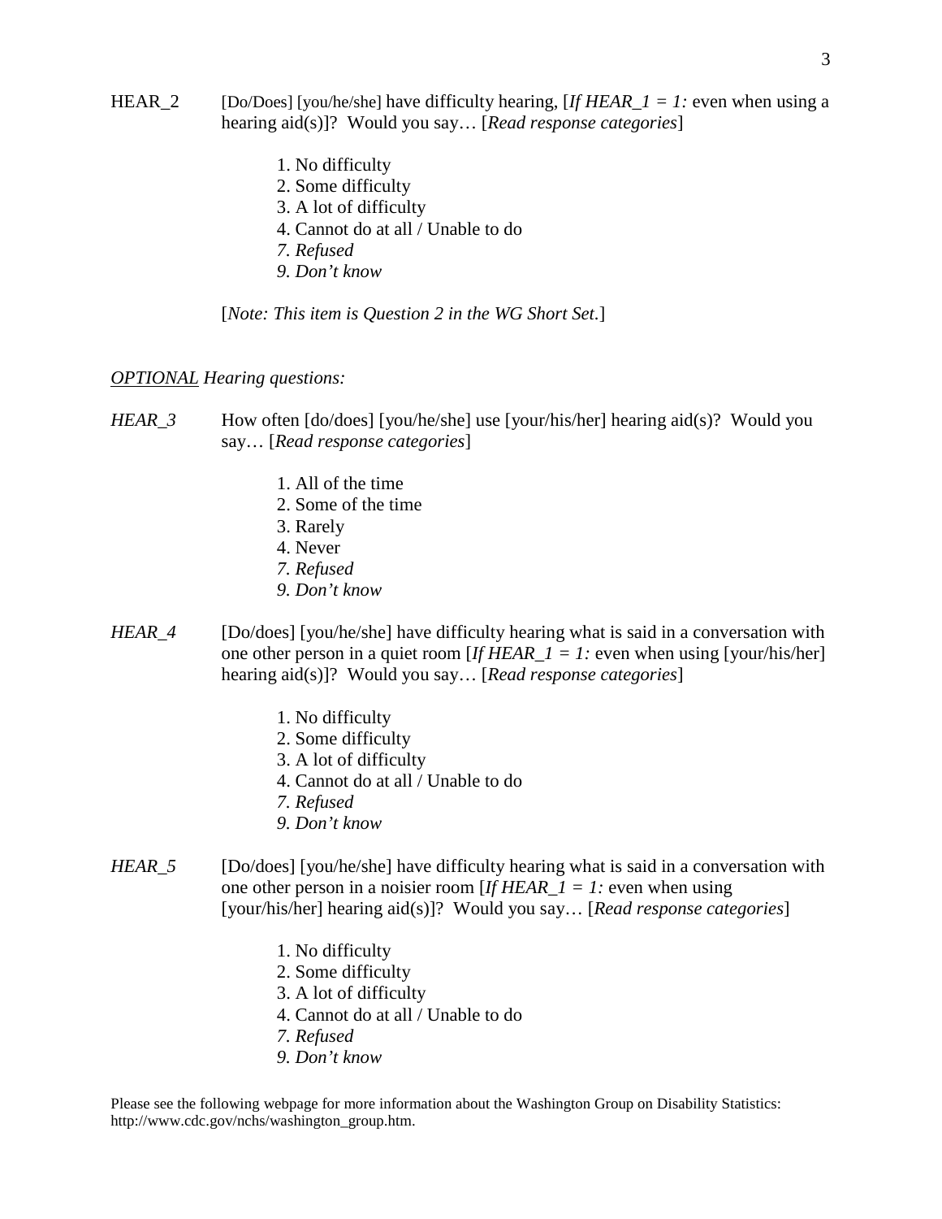HEAR_2 [Do/Does] [you/he/she] have difficulty hearing, [*If HEAR_1 = 1:* even when using a hearing aid(s)]? Would you say… [*Read response categories*]

1. No difficulty
2. Some difficulty
3. A lot of difficulty
4. Cannot do at all / Unable to do
*7. Refused*
*9. Don't know*

[*Note: This item is Question 2 in the WG Short Set.*]

*OPTIONAL Hearing questions:*

*HEAR_3* How often [do/does] [you/he/she] use [your/his/her] hearing aid(s)? Would you say… [*Read response categories*]

1. All of the time
2. Some of the time
3. Rarely
4. Never
*7. Refused*
*9. Don't know*

*HEAR_4* [Do/does] [you/he/she] have difficulty hearing what is said in a conversation with one other person in a quiet room [*If HEAR_1 = 1:* even when using [your/his/her] hearing aid(s)]? Would you say… [*Read response categories*]

1. No difficulty
2. Some difficulty
3. A lot of difficulty
4. Cannot do at all / Unable to do
*7. Refused*
*9. Don't know*

*HEAR_5* [Do/does] [you/he/she] have difficulty hearing what is said in a conversation with one other person in a noisier room [*If HEAR_1 = 1:* even when using [your/his/her] hearing aid(s)]? Would you say… [*Read response categories*]

1. No difficulty
2. Some difficulty
3. A lot of difficulty
4. Cannot do at all / Unable to do
*7. Refused*
*9. Don't know*

Please see the following webpage for more information about the Washington Group on Disability Statistics: http://www.cdc.gov/nchs/washington_group.htm.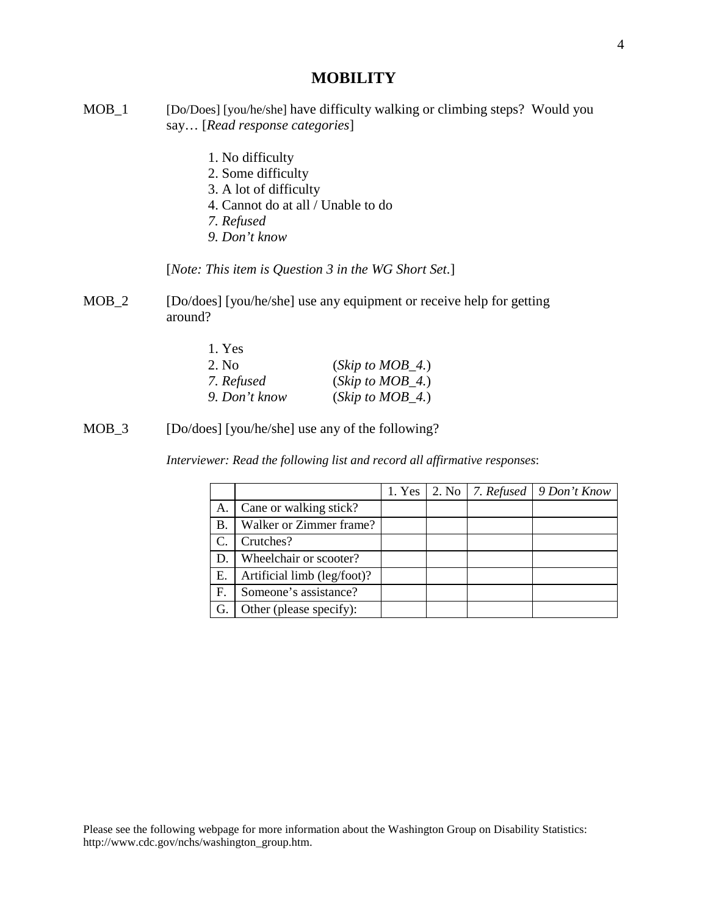## MOBILITY

MOB_1 [Do/Does] [you/he/she] have difficulty walking or climbing steps? Would you say… [*Read response categories*]

1. No difficulty
2. Some difficulty
3. A lot of difficulty
4. Cannot do at all / Unable to do

*7. Refused*
*9. Don't know*

[*Note: This item is Question 3 in the WG Short Set.*]

MOB_2 [Do/does] [you/he/she] use any equipment or receive help for getting around?

1. Yes
2. No (*Skip to MOB_4.*)

*7. Refused* (*Skip to MOB_4.*)
*9. Don't know* (*Skip to MOB_4.*)

MOB_3 [Do/does] [you/he/she] use any of the following?

*Interviewer: Read the following list and record all affirmative responses*:

| | | 1. Yes | 2. No | *7. Refused* | *9 Don't Know* |
|---|---|---|---|---|---|
| A. | Cane or walking stick? | | | | |
| B. | Walker or Zimmer frame? | | | | |
| C. | Crutches? | | | | |
| D. | Wheelchair or scooter? | | | | |
| E. | Artificial limb (leg/foot)? | | | | |
| F. | Someone's assistance? | | | | |
| G. | Other (please specify): | | | | |

Please see the following webpage for more information about the Washington Group on Disability Statistics: http://www.cdc.gov/nchs/washington_group.htm.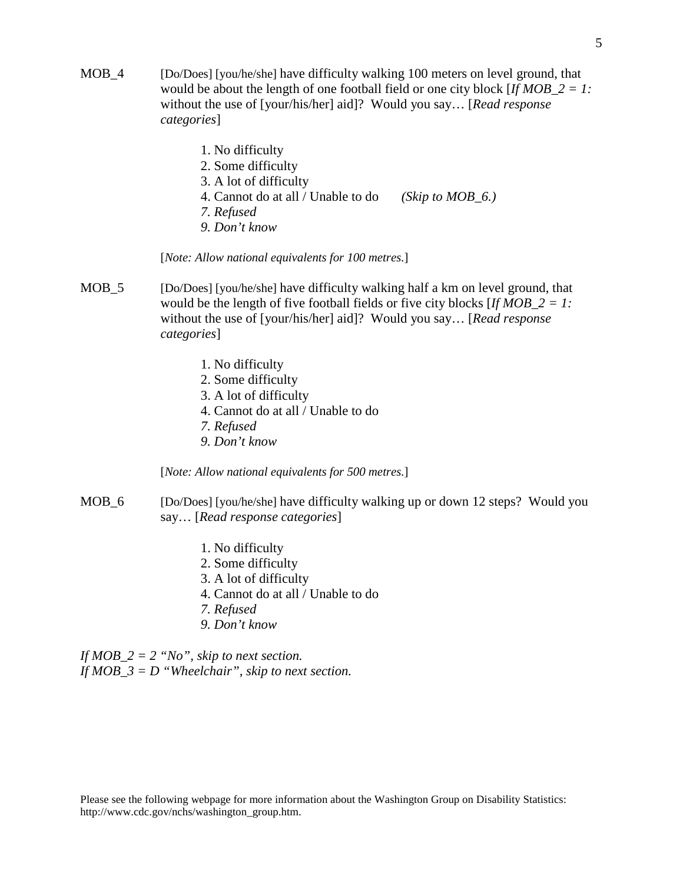MOB_4 [Do/Does] [you/he/she] have difficulty walking 100 meters on level ground, that would be about the length of one football field or one city block [*If MOB_2 = 1:* without the use of [your/his/her] aid]? Would you say… [*Read response categories*]

1. No difficulty
2. Some difficulty
3. A lot of difficulty
4. Cannot do at all / Unable to do *(Skip to MOB_6.)*

*7. Refused*
*9. Don't know*

[*Note: Allow national equivalents for 100 metres.*]

MOB_5 [Do/Does] [you/he/she] have difficulty walking half a km on level ground, that would be the length of five football fields or five city blocks [*If MOB_2 = 1:* without the use of [your/his/her] aid]? Would you say… [*Read response categories*]

1. No difficulty
2. Some difficulty
3. A lot of difficulty
4. Cannot do at all / Unable to do

*7. Refused*
*9. Don't know*

[*Note: Allow national equivalents for 500 metres.*]

MOB_6 [Do/Does] [you/he/she] have difficulty walking up or down 12 steps? Would you say… [*Read response categories*]

1. No difficulty
2. Some difficulty
3. A lot of difficulty
4. Cannot do at all / Unable to do

*7. Refused*
*9. Don't know*

*If MOB_2 = 2 "No", skip to next section.*
*If MOB_3 = D "Wheelchair", skip to next section.*

Please see the following webpage for more information about the Washington Group on Disability Statistics: http://www.cdc.gov/nchs/washington_group.htm.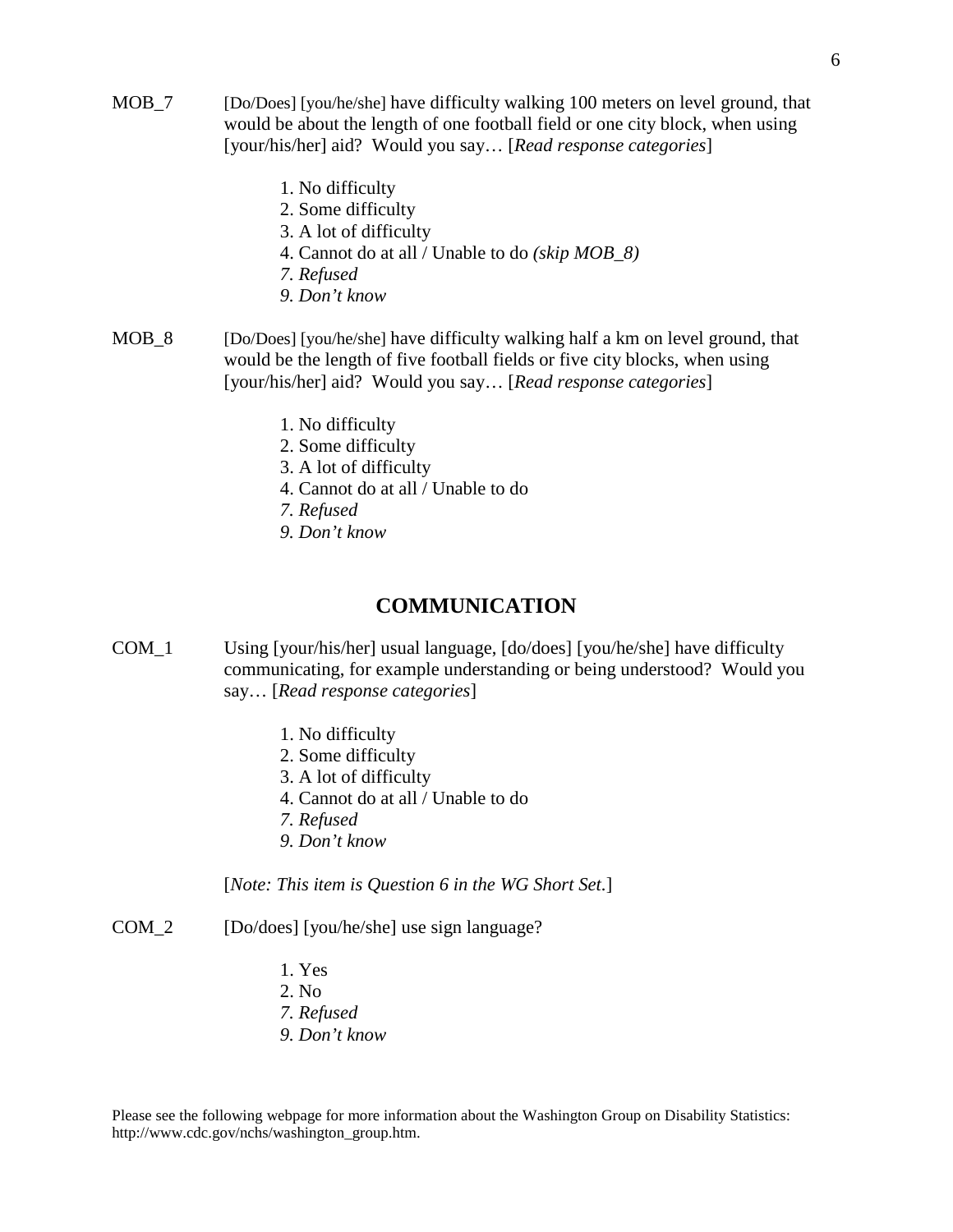MOB_7 [Do/Does] [you/he/she] have difficulty walking 100 meters on level ground, that would be about the length of one football field or one city block, when using [your/his/her] aid? Would you say… [*Read response categories*]

1. No difficulty
2. Some difficulty
3. A lot of difficulty
4. Cannot do at all / Unable to do *(skip MOB_8)*
7. *Refused*
9. *Don't know*

MOB_8 [Do/Does] [you/he/she] have difficulty walking half a km on level ground, that would be the length of five football fields or five city blocks, when using [your/his/her] aid? Would you say… [*Read response categories*]

1. No difficulty
2. Some difficulty
3. A lot of difficulty
4. Cannot do at all / Unable to do
7. *Refused*
9. *Don't know*

## COMMUNICATION

COM_1 Using [your/his/her] usual language, [do/does] [you/he/she] have difficulty communicating, for example understanding or being understood? Would you say… [*Read response categories*]

1. No difficulty
2. Some difficulty
3. A lot of difficulty
4. Cannot do at all / Unable to do
7. *Refused*
9. *Don't know*

[*Note: This item is Question 6 in the WG Short Set.*]

COM_2 [Do/does] [you/he/she] use sign language?

1. Yes
2. No
7. *Refused*
9. *Don't know*

Please see the following webpage for more information about the Washington Group on Disability Statistics: http://www.cdc.gov/nchs/washington_group.htm.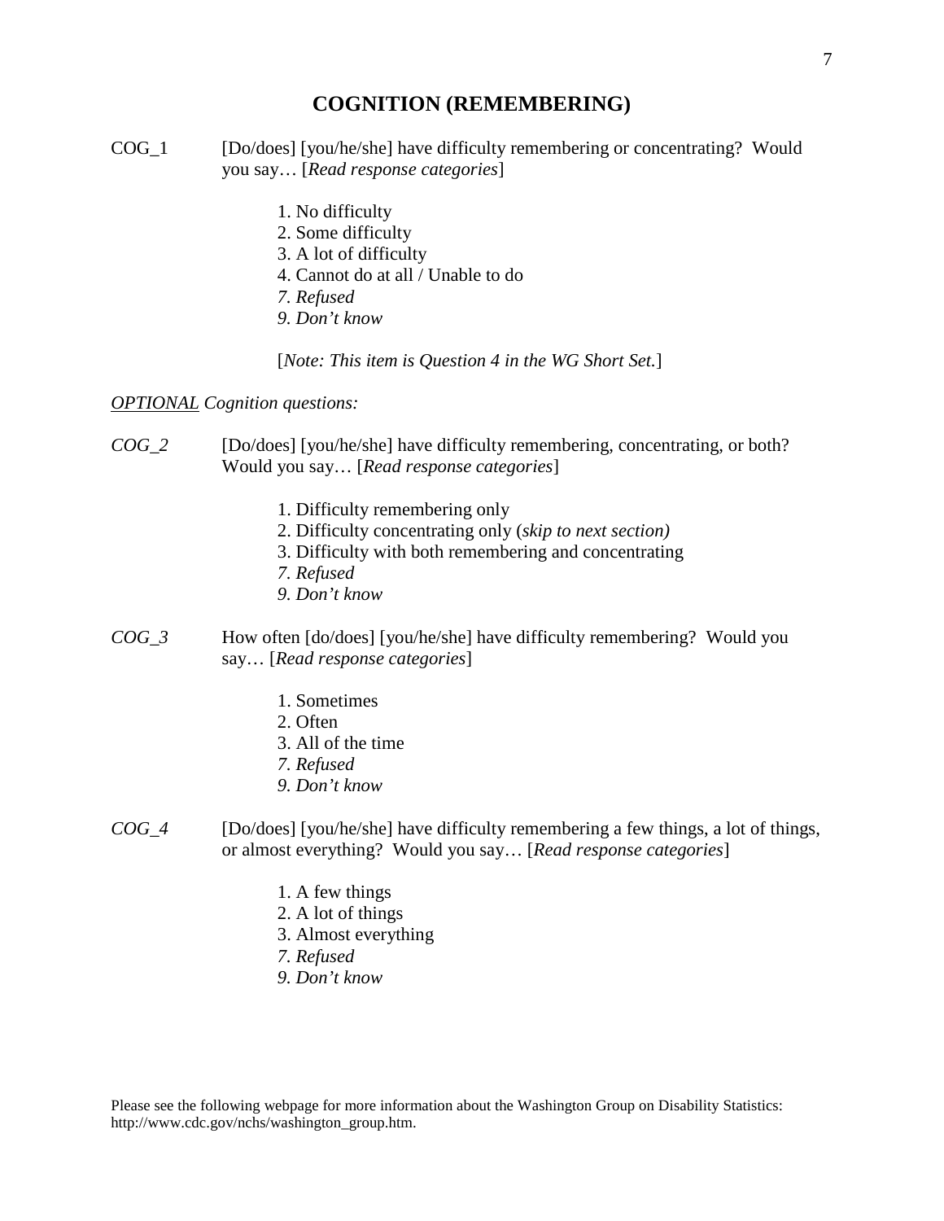# COGNITION (REMEMBERING)

COG_1 [Do/does] [you/he/she] have difficulty remembering or concentrating? Would you say… [*Read response categories*]

1. No difficulty
2. Some difficulty
3. A lot of difficulty
4. Cannot do at all / Unable to do
7. *Refused*
9. *Don't know*

[*Note: This item is Question 4 in the WG Short Set.*]

*<u>OPTIONAL</u> Cognition questions:*

*COG_2* [Do/does] [you/he/she] have difficulty remembering, concentrating, or both? Would you say… [*Read response categories*]

1. Difficulty remembering only
2. Difficulty concentrating only (*skip to next section)*
3. Difficulty with both remembering and concentrating
7. *Refused*
9. *Don't know*

*COG_3* How often [do/does] [you/he/she] have difficulty remembering? Would you say… [*Read response categories*]

1. Sometimes
2. Often
3. All of the time
7. *Refused*
9. *Don't know*

*COG_4* [Do/does] [you/he/she] have difficulty remembering a few things, a lot of things, or almost everything? Would you say… [*Read response categories*]

1. A few things
2. A lot of things
3. Almost everything
7. *Refused*
9. *Don't know*

Please see the following webpage for more information about the Washington Group on Disability Statistics: http://www.cdc.gov/nchs/washington_group.htm.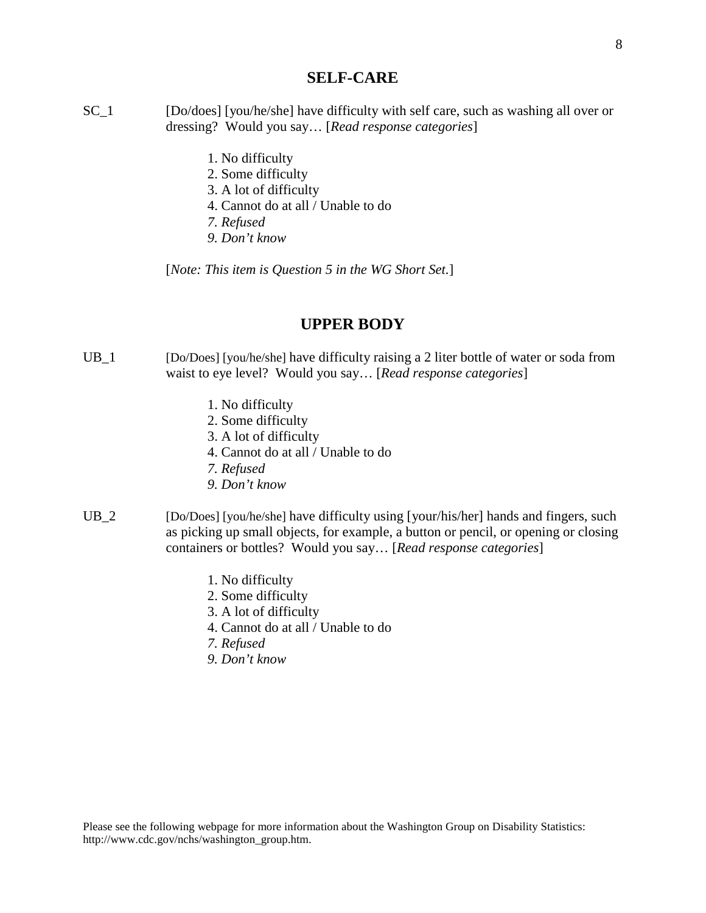## SELF-CARE

SC_1 [Do/does] [you/he/she] have difficulty with self care, such as washing all over or dressing? Would you say… [*Read response categories*]

1. No difficulty
2. Some difficulty
3. A lot of difficulty
4. Cannot do at all / Unable to do
*7. Refused*
*9. Don't know*

[*Note: This item is Question 5 in the WG Short Set.*]

## UPPER BODY

UB_1 [Do/Does] [you/he/she] have difficulty raising a 2 liter bottle of water or soda from waist to eye level? Would you say… [*Read response categories*]

1. No difficulty
2. Some difficulty
3. A lot of difficulty
4. Cannot do at all / Unable to do
*7. Refused*
*9. Don't know*

UB_2 [Do/Does] [you/he/she] have difficulty using [your/his/her] hands and fingers, such as picking up small objects, for example, a button or pencil, or opening or closing containers or bottles? Would you say… [*Read response categories*]

1. No difficulty
2. Some difficulty
3. A lot of difficulty
4. Cannot do at all / Unable to do
*7. Refused*
*9. Don't know*

Please see the following webpage for more information about the Washington Group on Disability Statistics: http://www.cdc.gov/nchs/washington_group.htm.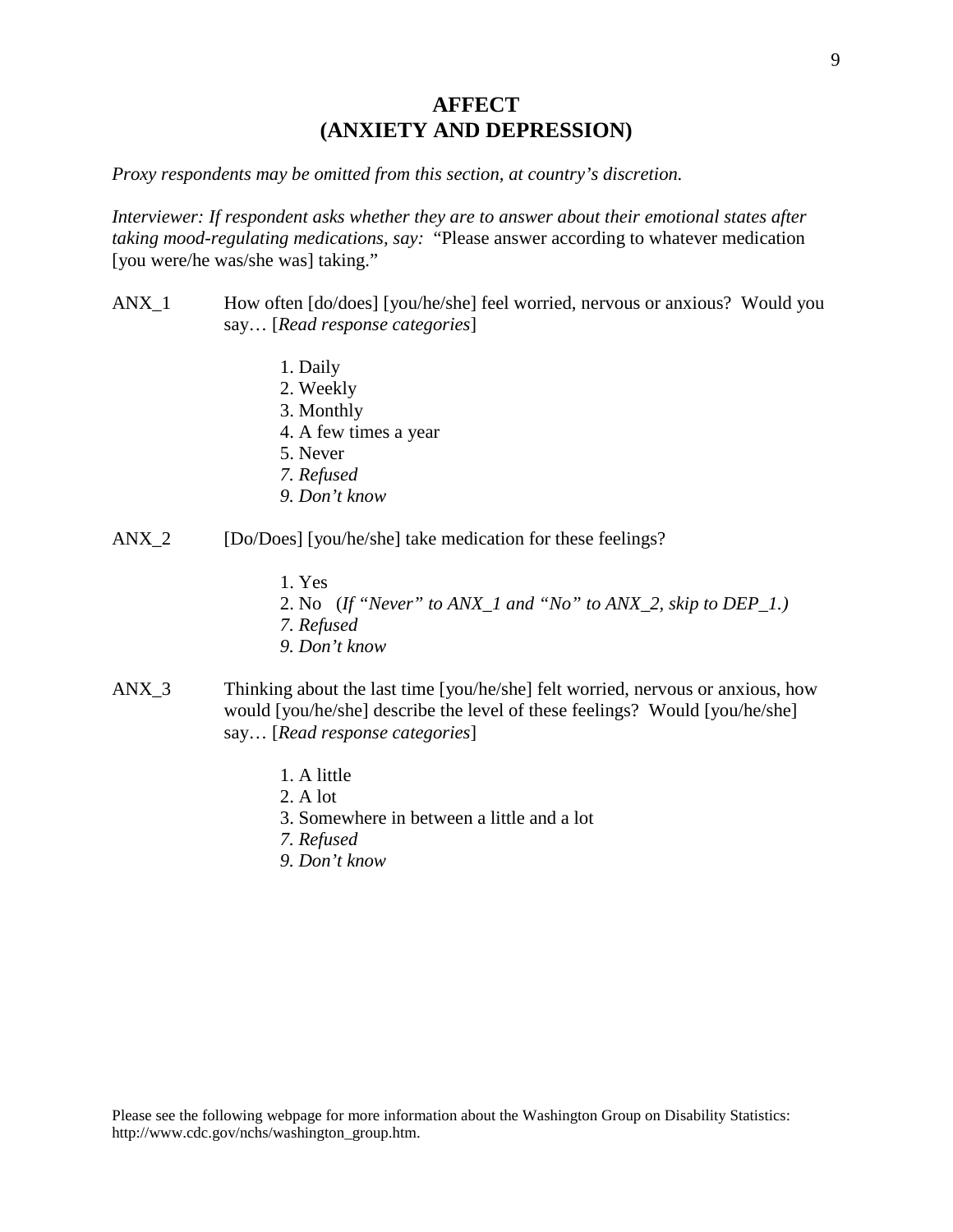# AFFECT
# (ANXIETY AND DEPRESSION)

*Proxy respondents may be omitted from this section, at country's discretion.*

*Interviewer: If respondent asks whether they are to answer about their emotional states after taking mood-regulating medications, say:* "Please answer according to whatever medication [you were/he was/she was] taking."

ANX_1 How often [do/does] [you/he/she] feel worried, nervous or anxious? Would you say… [*Read response categories*]

1. Daily
2. Weekly
3. Monthly
4. A few times a year
5. Never
*7. Refused*
*9. Don't know*

ANX_2 [Do/Does] [you/he/she] take medication for these feelings?

1. Yes
2. No (*If "Never" to ANX_1 and "No" to ANX_2, skip to DEP_1.)*
*7. Refused*
*9. Don't know*

ANX_3 Thinking about the last time [you/he/she] felt worried, nervous or anxious, how would [you/he/she] describe the level of these feelings? Would [you/he/she] say… [*Read response categories*]

1. A little
2. A lot
3. Somewhere in between a little and a lot
*7. Refused*
*9. Don't know*

Please see the following webpage for more information about the Washington Group on Disability Statistics: http://www.cdc.gov/nchs/washington_group.htm.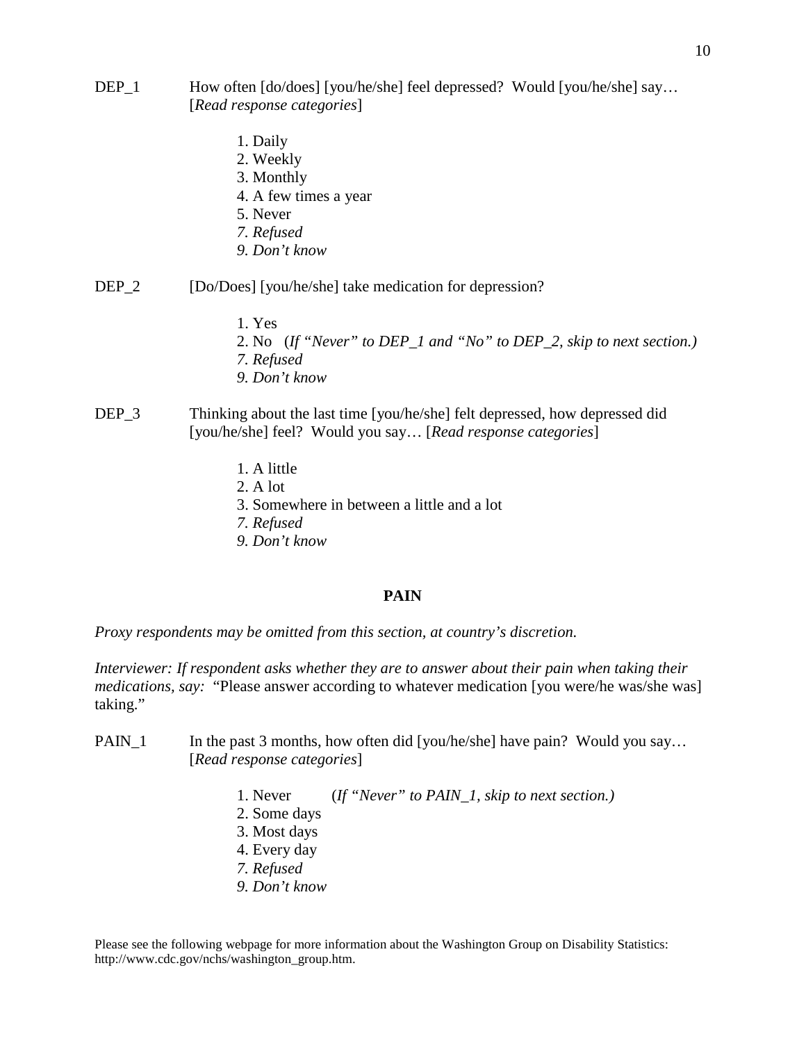DEP_1 How often [do/does] [you/he/she] feel depressed? Would [you/he/she] say… [*Read response categories*]

1. Daily
2. Weekly
3. Monthly
4. A few times a year
5. Never
*7. Refused*
*9. Don't know*

DEP_2 [Do/Does] [you/he/she] take medication for depression?

1. Yes
2. No (*If "Never" to DEP_1 and "No" to DEP_2, skip to next section.)*
*7. Refused*
*9. Don't know*

DEP_3 Thinking about the last time [you/he/she] felt depressed, how depressed did [you/he/she] feel? Would you say… [*Read response categories*]

1. A little
2. A lot
3. Somewhere in between a little and a lot
*7. Refused*
*9. Don't know*

## PAIN

*Proxy respondents may be omitted from this section, at country's discretion.*

*Interviewer: If respondent asks whether they are to answer about their pain when taking their medications, say:* "Please answer according to whatever medication [you were/he was/she was] taking."

PAIN_1 In the past 3 months, how often did [you/he/she] have pain? Would you say… [*Read response categories*]

1. Never (*If "Never" to PAIN_1, skip to next section.)*
2. Some days
3. Most days
4. Every day
*7. Refused*
*9. Don't know*

Please see the following webpage for more information about the Washington Group on Disability Statistics: http://www.cdc.gov/nchs/washington_group.htm.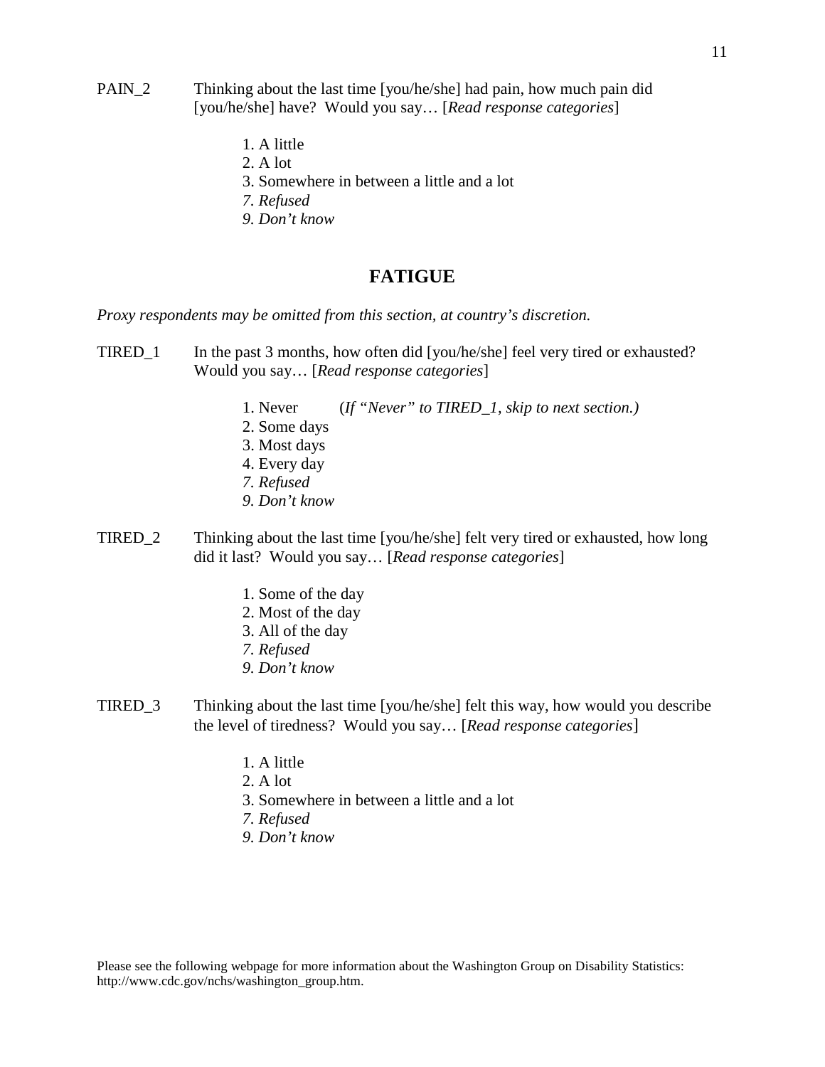PAIN_2 Thinking about the last time [you/he/she] had pain, how much pain did [you/he/she] have? Would you say… [*Read response categories*]

1. A little
2. A lot
3. Somewhere in between a little and a lot
*7. Refused*
*9. Don't know*

## FATIGUE

*Proxy respondents may be omitted from this section, at country's discretion.*

TIRED_1 In the past 3 months, how often did [you/he/she] feel very tired or exhausted? Would you say… [*Read response categories*]

1. Never (*If "Never" to TIRED_1, skip to next section.)*
2. Some days
3. Most days
4. Every day
*7. Refused*
*9. Don't know*

TIRED_2 Thinking about the last time [you/he/she] felt very tired or exhausted, how long did it last? Would you say… [*Read response categories*]

1. Some of the day
2. Most of the day
3. All of the day
*7. Refused*
*9. Don't know*

TIRED_3 Thinking about the last time [you/he/she] felt this way, how would you describe the level of tiredness? Would you say… [*Read response categories*]

1. A little
2. A lot
3. Somewhere in between a little and a lot
*7. Refused*
*9. Don't know*

Please see the following webpage for more information about the Washington Group on Disability Statistics: http://www.cdc.gov/nchs/washington_group.htm.